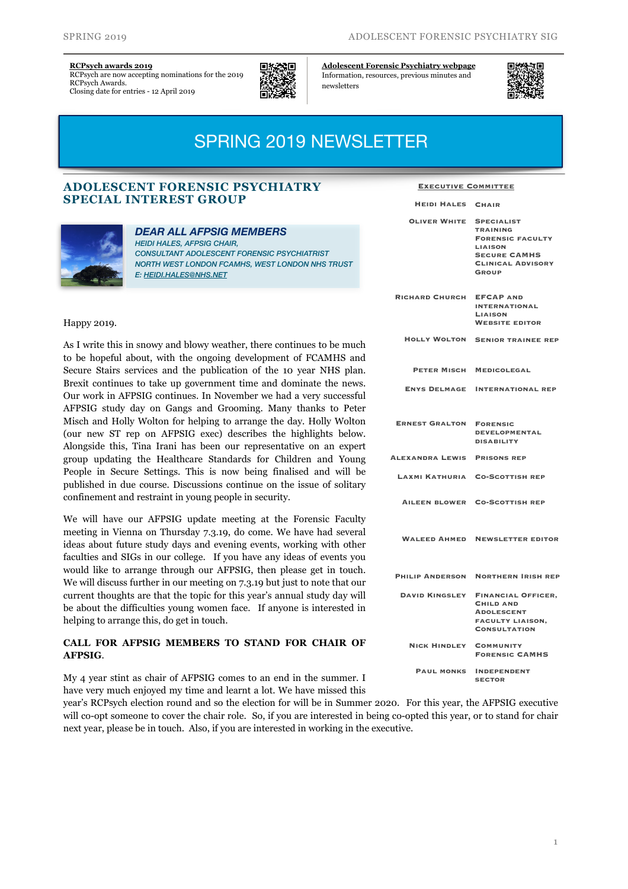**RCPsych awards 2019**
RCPsych are now accepting nominations for the 2019 RCPsych Awards.
Closing date for entries - 12 April 2019

**Adolescent Forensic Psychiatry webpage**
Information, resources, previous minutes and newsletters

# SPRING 2019 NEWSLETTER

## ADOLESCENT FORENSIC PSYCHIATRY SPECIAL INTEREST GROUP

### *DEAR ALL AFPSIG MEMBERS*

*HEIDI HALES, AFPSIG CHAIR,*
*CONSULTANT ADOLESCENT FORENSIC PSYCHIATRIST*
*NORTH WEST LONDON FCAMHS, WEST LONDON NHS TRUST*
*E: HEIDI.HALES@NHS.NET*

Happy 2019.

As I write this in snowy and blowy weather, there continues to be much to be hopeful about, with the ongoing development of FCAMHS and Secure Stairs services and the publication of the 10 year NHS plan. Brexit continues to take up government time and dominate the news. Our work in AFPSIG continues. In November we had a very successful AFPSIG study day on Gangs and Grooming. Many thanks to Peter Misch and Holly Wolton for helping to arrange the day. Holly Wolton (our new ST rep on AFPSIG exec) describes the highlights below. Alongside this, Tina Irani has been our representative on an expert group updating the Healthcare Standards for Children and Young People in Secure Settings. This is now being finalised and will be published in due course. Discussions continue on the issue of solitary confinement and restraint in young people in security.

We will have our AFPSIG update meeting at the Forensic Faculty meeting in Vienna on Thursday 7.3.19, do come. We have had several ideas about future study days and evening events, working with other faculties and SIGs in our college. If you have any ideas of events you would like to arrange through our AFPSIG, then please get in touch. We will discuss further in our meeting on 7.3.19 but just to note that our current thoughts are that the topic for this year's annual study day will be about the difficulties young women face. If anyone is interested in helping to arrange this, do get in touch.

**CALL FOR AFPSIG MEMBERS TO STAND FOR CHAIR OF AFPSIG.**

My 4 year stint as chair of AFPSIG comes to an end in the summer. I have very much enjoyed my time and learnt a lot. We have missed this year's RCPsych election round and so the election for will be in Summer 2020. For this year, the AFPSIG executive will co-opt someone to cover the chair role. So, if you are interested in being co-opted this year, or to stand for chair next year, please be in touch. Also, if you are interested in working in the executive.

### Executive Committee

| Name | Role |
|---|---|
| Heidi Hales | Chair |
| Oliver White | Specialist Training Forensic Faculty Liaison Secure CAMHS Clinical Advisory Group |
| Richard Church | EFCAP and International Liaison Website Editor |
| Holly Wolton | Senior Trainee Rep |
| Peter Misch | Medicolegal |
| Enys Delmage | International Rep |
| Ernest Gralton | Forensic Developmental Disability |
| Alexandra Lewis | Prisons Rep |
| Laxmi Kathuria | Co-Scottish Rep |
| Aileen Blower | Co-Scottish Rep |
| Waleed Ahmed | Newsletter Editor |
| Philip Anderson | Northern Irish Rep |
| David Kingsley | Financial Officer, Child and Adolescent Faculty Liaison, Consultation |
| Nick Hindley | Community Forensic CAMHS |
| Paul Monks | Independent Sector |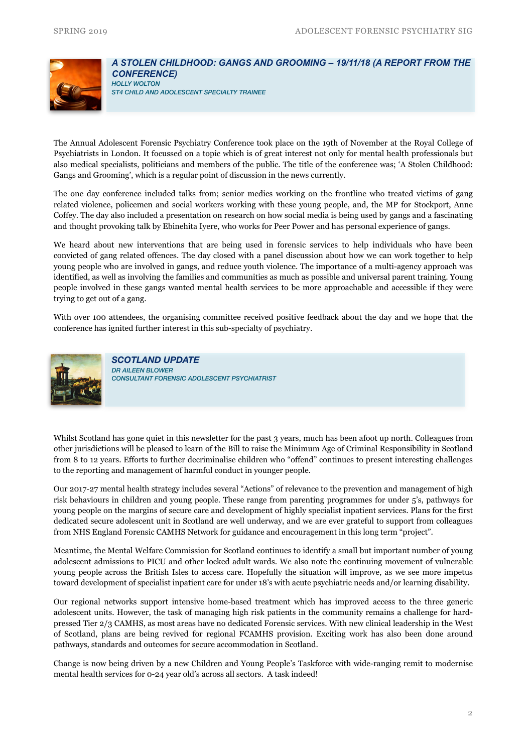## *A STOLEN CHILDHOOD: GANGS AND GROOMING – 19/11/18 (A REPORT FROM THE CONFERENCE)*

*HOLLY WOLTON*
*ST4 CHILD AND ADOLESCENT SPECIALTY TRAINEE*

The Annual Adolescent Forensic Psychiatry Conference took place on the 19th of November at the Royal College of Psychiatrists in London. It focussed on a topic which is of great interest not only for mental health professionals but also medical specialists, politicians and members of the public. The title of the conference was; 'A Stolen Childhood: Gangs and Grooming', which is a regular point of discussion in the news currently.

The one day conference included talks from; senior medics working on the frontline who treated victims of gang related violence, policemen and social workers working with these young people, and, the MP for Stockport, Anne Coffey. The day also included a presentation on research on how social media is being used by gangs and a fascinating and thought provoking talk by Ebinehita Iyere, who works for Peer Power and has personal experience of gangs.

We heard about new interventions that are being used in forensic services to help individuals who have been convicted of gang related offences. The day closed with a panel discussion about how we can work together to help young people who are involved in gangs, and reduce youth violence. The importance of a multi-agency approach was identified, as well as involving the families and communities as much as possible and universal parent training. Young people involved in these gangs wanted mental health services to be more approachable and accessible if they were trying to get out of a gang.

With over 100 attendees, the organising committee received positive feedback about the day and we hope that the conference has ignited further interest in this sub-specialty of psychiatry.

## *SCOTLAND UPDATE*

*DR AILEEN BLOWER*
*CONSULTANT FORENSIC ADOLESCENT PSYCHIATRIST*

Whilst Scotland has gone quiet in this newsletter for the past 3 years, much has been afoot up north. Colleagues from other jurisdictions will be pleased to learn of the Bill to raise the Minimum Age of Criminal Responsibility in Scotland from 8 to 12 years. Efforts to further decriminalise children who "offend" continues to present interesting challenges to the reporting and management of harmful conduct in younger people.

Our 2017-27 mental health strategy includes several "Actions" of relevance to the prevention and management of high risk behaviours in children and young people. These range from parenting programmes for under 5's, pathways for young people on the margins of secure care and development of highly specialist inpatient services. Plans for the first dedicated secure adolescent unit in Scotland are well underway, and we are ever grateful to support from colleagues from NHS England Forensic CAMHS Network for guidance and encouragement in this long term "project".

Meantime, the Mental Welfare Commission for Scotland continues to identify a small but important number of young adolescent admissions to PICU and other locked adult wards. We also note the continuing movement of vulnerable young people across the British Isles to access care. Hopefully the situation will improve, as we see more impetus toward development of specialist inpatient care for under 18's with acute psychiatric needs and/or learning disability.

Our regional networks support intensive home-based treatment which has improved access to the three generic adolescent units. However, the task of managing high risk patients in the community remains a challenge for hard-pressed Tier 2/3 CAMHS, as most areas have no dedicated Forensic services. With new clinical leadership in the West of Scotland, plans are being revived for regional FCAMHS provision. Exciting work has also been done around pathways, standards and outcomes for secure accommodation in Scotland.

Change is now being driven by a new Children and Young People's Taskforce with wide-ranging remit to modernise mental health services for 0-24 year old's across all sectors. A task indeed!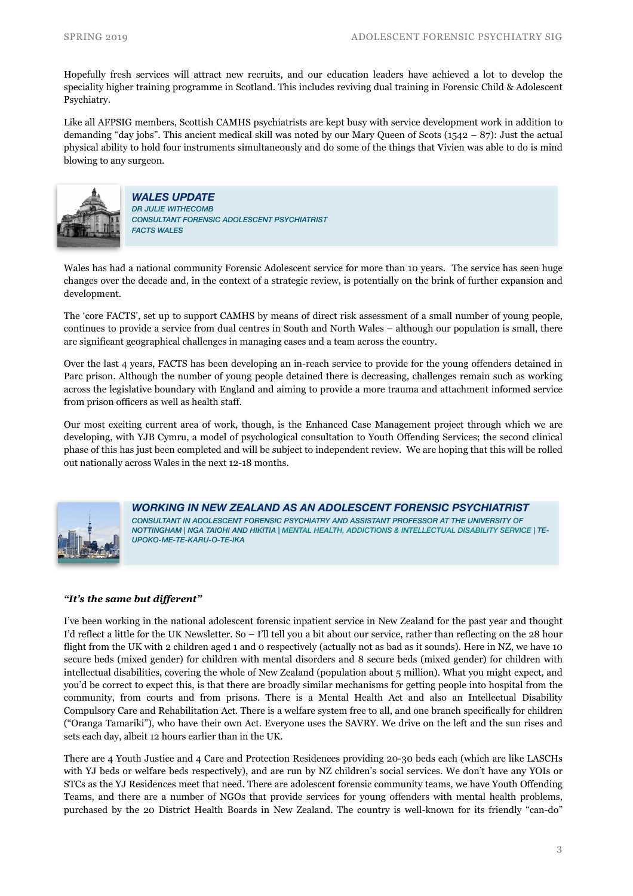Hopefully fresh services will attract new recruits, and our education leaders have achieved a lot to develop the speciality higher training programme in Scotland. This includes reviving dual training in Forensic Child & Adolescent Psychiatry.

Like all AFPSIG members, Scottish CAMHS psychiatrists are kept busy with service development work in addition to demanding "day jobs". This ancient medical skill was noted by our Mary Queen of Scots (1542 – 87): Just the actual physical ability to hold four instruments simultaneously and do some of the things that Vivien was able to do is mind blowing to any surgeon.

## WALES UPDATE

*DR JULIE WITHECOMB*
*CONSULTANT FORENSIC ADOLESCENT PSYCHIATRIST*
*FACTS WALES*

Wales has had a national community Forensic Adolescent service for more than 10 years. The service has seen huge changes over the decade and, in the context of a strategic review, is potentially on the brink of further expansion and development.

The 'core FACTS', set up to support CAMHS by means of direct risk assessment of a small number of young people, continues to provide a service from dual centres in South and North Wales – although our population is small, there are significant geographical challenges in managing cases and a team across the country.

Over the last 4 years, FACTS has been developing an in-reach service to provide for the young offenders detained in Parc prison. Although the number of young people detained there is decreasing, challenges remain such as working across the legislative boundary with England and aiming to provide a more trauma and attachment informed service from prison officers as well as health staff.

Our most exciting current area of work, though, is the Enhanced Case Management project through which we are developing, with YJB Cymru, a model of psychological consultation to Youth Offending Services; the second clinical phase of this has just been completed and will be subject to independent review. We are hoping that this will be rolled out nationally across Wales in the next 12-18 months.

## WORKING IN NEW ZEALAND AS AN ADOLESCENT FORENSIC PSYCHIATRIST

*CONSULTANT IN ADOLESCENT FORENSIC PSYCHIATRY AND ASSISTANT PROFESSOR AT THE UNIVERSITY OF NOTTINGHAM | NGA TAIOHI AND HIKITIA | MENTAL HEALTH, ADDICTIONS & INTELLECTUAL DISABILITY SERVICE | TE-UPOKO-ME-TE-KARU-O-TE-IKA*

***"It's the same but different"***

I've been working in the national adolescent forensic inpatient service in New Zealand for the past year and thought I'd reflect a little for the UK Newsletter. So – I'll tell you a bit about our service, rather than reflecting on the 28 hour flight from the UK with 2 children aged 1 and 0 respectively (actually not as bad as it sounds). Here in NZ, we have 10 secure beds (mixed gender) for children with mental disorders and 8 secure beds (mixed gender) for children with intellectual disabilities, covering the whole of New Zealand (population about 5 million). What you might expect, and you'd be correct to expect this, is that there are broadly similar mechanisms for getting people into hospital from the community, from courts and from prisons. There is a Mental Health Act and also an Intellectual Disability Compulsory Care and Rehabilitation Act. There is a welfare system free to all, and one branch specifically for children ("Oranga Tamariki"), who have their own Act. Everyone uses the SAVRY. We drive on the left and the sun rises and sets each day, albeit 12 hours earlier than in the UK.

There are 4 Youth Justice and 4 Care and Protection Residences providing 20-30 beds each (which are like LASCHs with YJ beds or welfare beds respectively), and are run by NZ children's social services. We don't have any YOIs or STCs as the YJ Residences meet that need. There are adolescent forensic community teams, we have Youth Offending Teams, and there are a number of NGOs that provide services for young offenders with mental health problems, purchased by the 20 District Health Boards in New Zealand. The country is well-known for its friendly "can-do"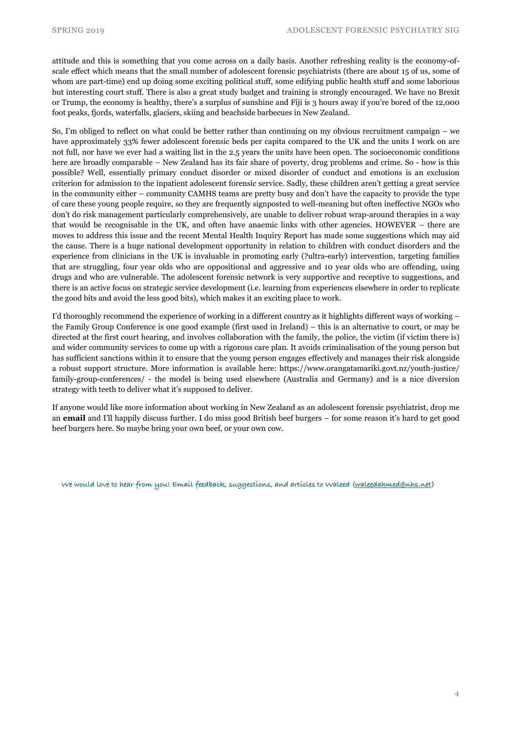attitude and this is something that you come across on a daily basis. Another refreshing reality is the economy-of-scale effect which means that the small number of adolescent forensic psychiatrists (there are about 15 of us, some of whom are part-time) end up doing some exciting political stuff, some edifying public health stuff and some laborious but interesting court stuff. There is also a great study budget and training is strongly encouraged. We have no Brexit or Trump, the economy is healthy, there's a surplus of sunshine and Fiji is 3 hours away if you're bored of the 12,000 foot peaks, fjords, waterfalls, glaciers, skiing and beachside barbecues in New Zealand.

So, I'm obliged to reflect on what could be better rather than continuing on my obvious recruitment campaign – we have approximately 33% fewer adolescent forensic beds per capita compared to the UK and the units I work on are not full, nor have we ever had a waiting list in the 2.5 years the units have been open. The socioeconomic conditions here are broadly comparable – New Zealand has its fair share of poverty, drug problems and crime. So - how is this possible? Well, essentially primary conduct disorder or mixed disorder of conduct and emotions is an exclusion criterion for admission to the inpatient adolescent forensic service. Sadly, these children aren't getting a great service in the community either – community CAMHS teams are pretty busy and don't have the capacity to provide the type of care these young people require, so they are frequently signposted to well-meaning but often ineffective NGOs who don't do risk management particularly comprehensively, are unable to deliver robust wrap-around therapies in a way that would be recognisable in the UK, and often have anaemic links with other agencies. HOWEVER – there are moves to address this issue and the recent Mental Health Inquiry Report has made some suggestions which may aid the cause. There is a huge national development opportunity in relation to children with conduct disorders and the experience from clinicians in the UK is invaluable in promoting early (?ultra-early) intervention, targeting families that are struggling, four year olds who are oppositional and aggressive and 10 year olds who are offending, using drugs and who are vulnerable. The adolescent forensic network is very supportive and receptive to suggestions, and there is an active focus on strategic service development (i.e. learning from experiences elsewhere in order to replicate the good bits and avoid the less good bits), which makes it an exciting place to work.

I'd thoroughly recommend the experience of working in a different country as it highlights different ways of working – the Family Group Conference is one good example (first used in Ireland) – this is an alternative to court, or may be directed at the first court hearing, and involves collaboration with the family, the police, the victim (if victim there is) and wider community services to come up with a rigorous care plan. It avoids criminalisation of the young person but has sufficient sanctions within it to ensure that the young person engages effectively and manages their risk alongside a robust support structure. More information is available here: https://www.orangatamariki.govt.nz/youth-justice/family-group-conferences/ - the model is being used elsewhere (Australia and Germany) and is a nice diversion strategy with teeth to deliver what it's supposed to deliver.

If anyone would like more information about working in New Zealand as an adolescent forensic psychiatrist, drop me an **email** and I'll happily discuss further. I do miss good British beef burgers – for some reason it's hard to get good beef burgers here. So maybe bring your own beef, or your own cow.

We would love to hear from you! Email feedback, suggestions, and articles to Waleed (waleedahmed@nhs.net)